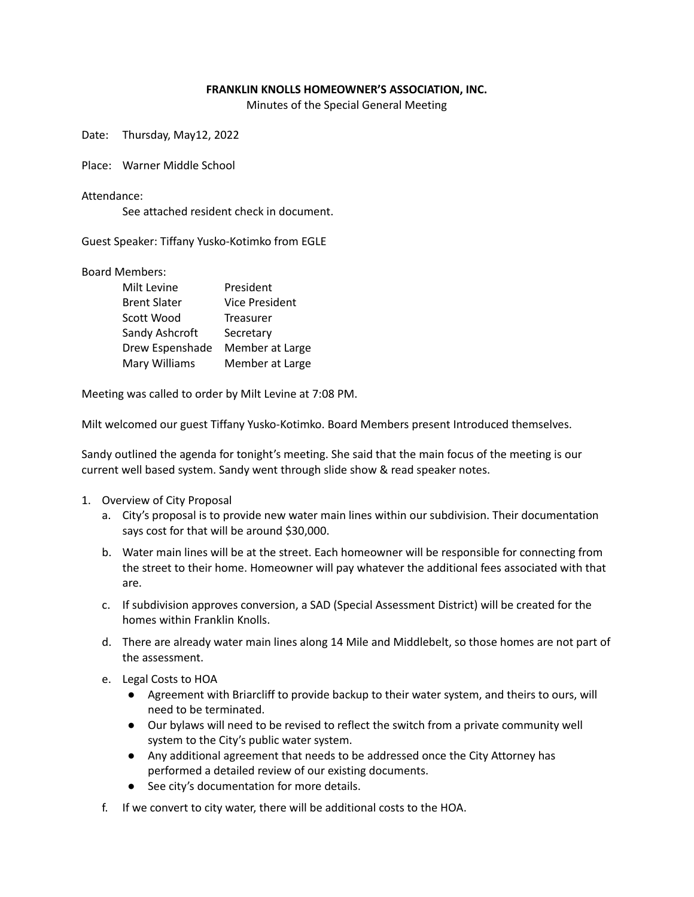**FRANKLIN KNOLLS HOMEOWNER'S ASSOCIATION, INC.**

Minutes of the Special General Meeting

Date: Thursday, May12, 2022

Place: Warner Middle School

Attendance:

See attached resident check in document.

Guest Speaker: Tiffany Yusko-Kotimko from EGLE

Board Members:

| | |
|---|---|
| Milt Levine | President |
| Brent Slater | Vice President |
| Scott Wood | Treasurer |
| Sandy Ashcroft | Secretary |
| Drew Espenshade | Member at Large |
| Mary Williams | Member at Large |

Meeting was called to order by Milt Levine at 7:08 PM.

Milt welcomed our guest Tiffany Yusko-Kotimko. Board Members present Introduced themselves.

Sandy outlined the agenda for tonight's meeting. She said that the main focus of the meeting is our current well based system. Sandy went through slide show & read speaker notes.

1. Overview of City Proposal
   a. City's proposal is to provide new water main lines within our subdivision. Their documentation says cost for that will be around $30,000.
   b. Water main lines will be at the street. Each homeowner will be responsible for connecting from the street to their home. Homeowner will pay whatever the additional fees associated with that are.
   c. If subdivision approves conversion, a SAD (Special Assessment District) will be created for the homes within Franklin Knolls.
   d. There are already water main lines along 14 Mile and Middlebelt, so those homes are not part of the assessment.
   e. Legal Costs to HOA
      - Agreement with Briarcliff to provide backup to their water system, and theirs to ours, will need to be terminated.
      - Our bylaws will need to be revised to reflect the switch from a private community well system to the City's public water system.
      - Any additional agreement that needs to be addressed once the City Attorney has performed a detailed review of our existing documents.
      - See city's documentation for more details.
   f. If we convert to city water, there will be additional costs to the HOA.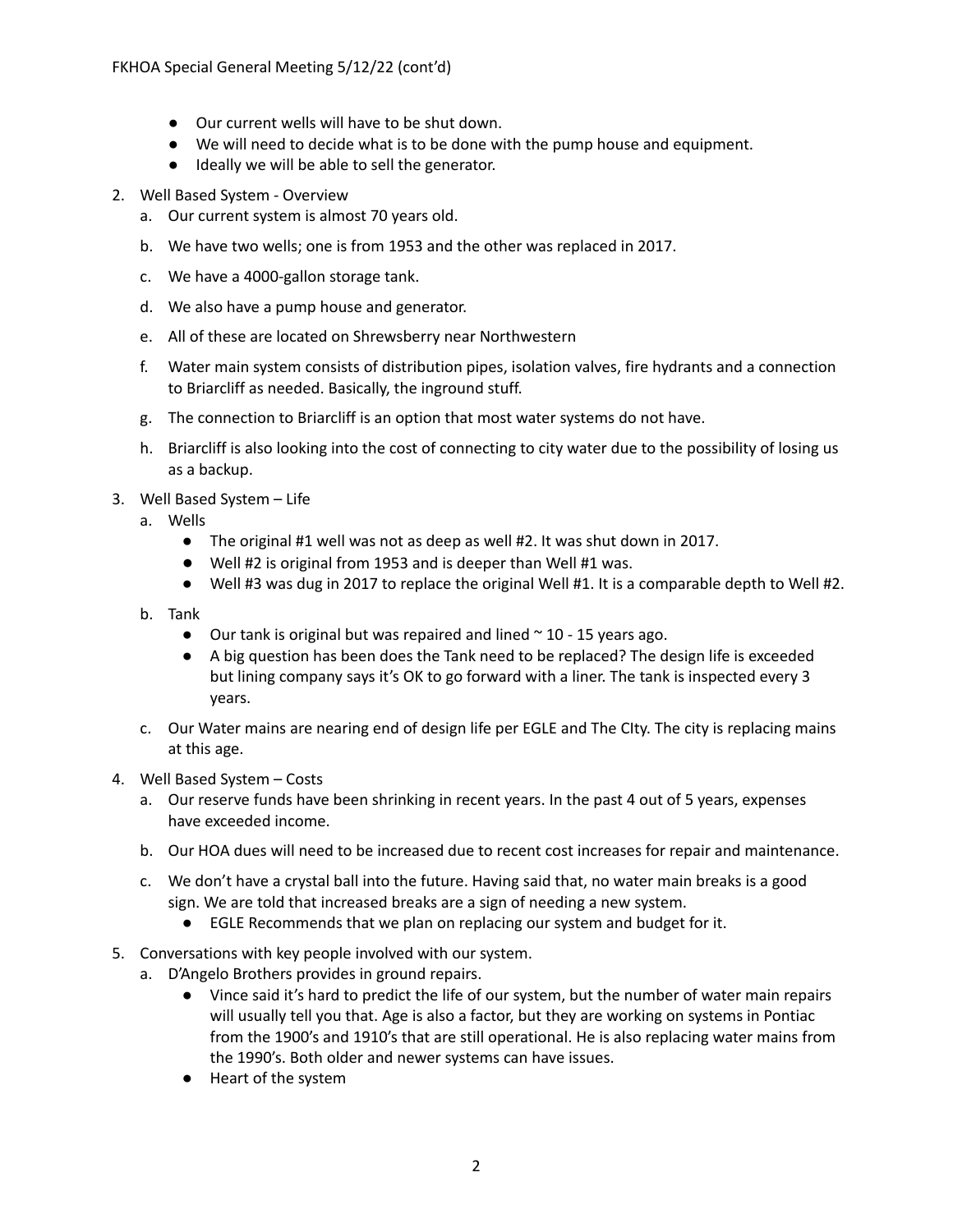- Our current wells will have to be shut down.
- We will need to decide what is to be done with the pump house and equipment.
- Ideally we will be able to sell the generator.

2. Well Based System - Overview
   a. Our current system is almost 70 years old.
   b. We have two wells; one is from 1953 and the other was replaced in 2017.
   c. We have a 4000-gallon storage tank.
   d. We also have a pump house and generator.
   e. All of these are located on Shrewsberry near Northwestern
   f. Water main system consists of distribution pipes, isolation valves, fire hydrants and a connection to Briarcliff as needed. Basically, the inground stuff.
   g. The connection to Briarcliff is an option that most water systems do not have.
   h. Briarcliff is also looking into the cost of connecting to city water due to the possibility of losing us as a backup.
3. Well Based System – Life
   a. Wells
      - The original #1 well was not as deep as well #2. It was shut down in 2017.
      - Well #2 is original from 1953 and is deeper than Well #1 was.
      - Well #3 was dug in 2017 to replace the original Well #1. It is a comparable depth to Well #2.
   b. Tank
      - Our tank is original but was repaired and lined ~ 10 - 15 years ago.
      - A big question has been does the Tank need to be replaced? The design life is exceeded but lining company says it's OK to go forward with a liner. The tank is inspected every 3 years.
   c. Our Water mains are nearing end of design life per EGLE and The CIty. The city is replacing mains at this age.
4. Well Based System – Costs
   a. Our reserve funds have been shrinking in recent years. In the past 4 out of 5 years, expenses have exceeded income.
   b. Our HOA dues will need to be increased due to recent cost increases for repair and maintenance.
   c. We don't have a crystal ball into the future. Having said that, no water main breaks is a good sign. We are told that increased breaks are a sign of needing a new system.
      - EGLE Recommends that we plan on replacing our system and budget for it.
5. Conversations with key people involved with our system.
   a. D'Angelo Brothers provides in ground repairs.
      - Vince said it's hard to predict the life of our system, but the number of water main repairs will usually tell you that. Age is also a factor, but they are working on systems in Pontiac from the 1900's and 1910's that are still operational. He is also replacing water mains from the 1990's. Both older and newer systems can have issues.
      - Heart of the system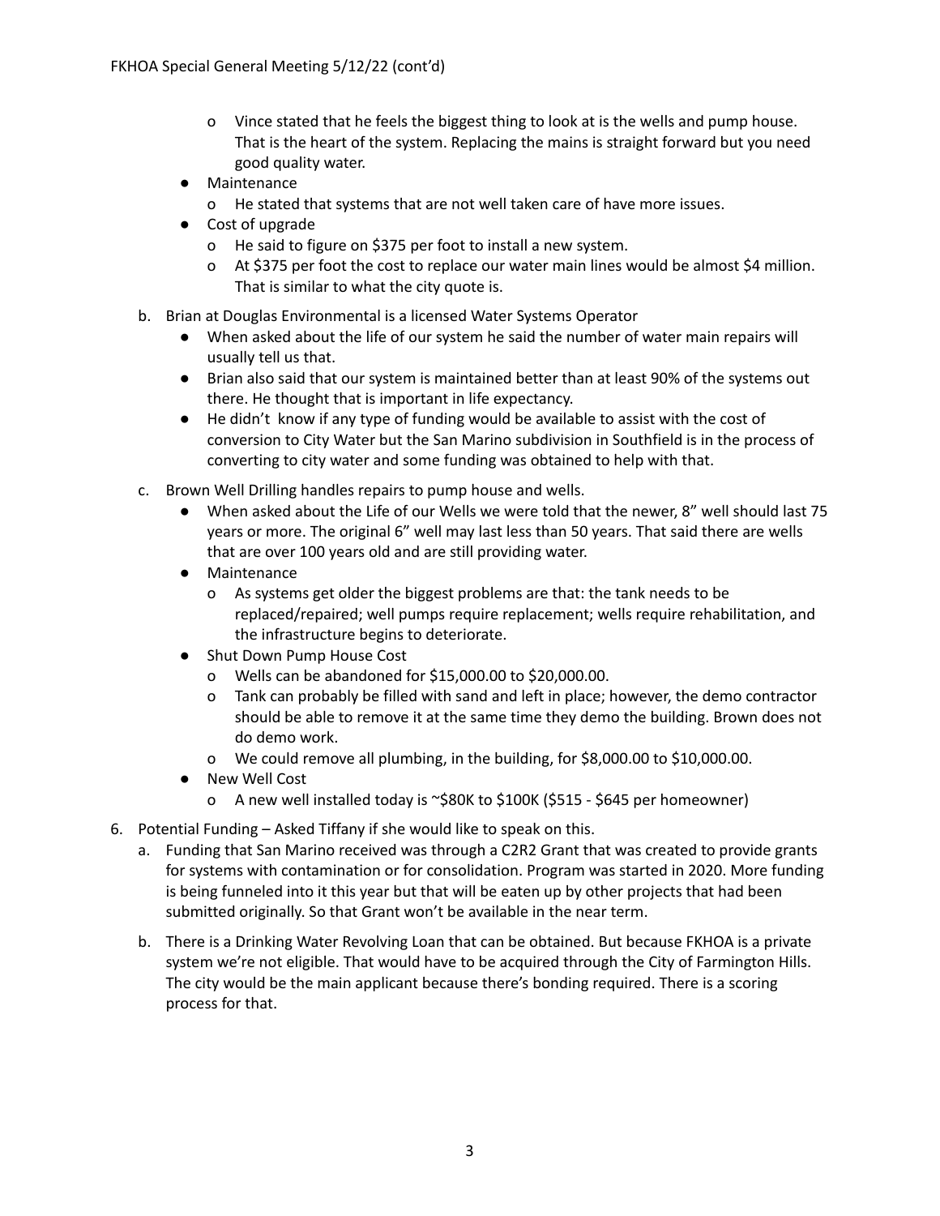- Vince stated that he feels the biggest thing to look at is the wells and pump house. That is the heart of the system. Replacing the mains is straight forward but you need good quality water.

- Maintenance
  - He stated that systems that are not well taken care of have more issues.
- Cost of upgrade
  - He said to figure on $375 per foot to install a new system.
  - At $375 per foot the cost to replace our water main lines would be almost $4 million. That is similar to what the city quote is.

b. Brian at Douglas Environmental is a licensed Water Systems Operator

- When asked about the life of our system he said the number of water main repairs will usually tell us that.
- Brian also said that our system is maintained better than at least 90% of the systems out there. He thought that is important in life expectancy.
- He didn't know if any type of funding would be available to assist with the cost of conversion to City Water but the San Marino subdivision in Southfield is in the process of converting to city water and some funding was obtained to help with that.

c. Brown Well Drilling handles repairs to pump house and wells.

- When asked about the Life of our Wells we were told that the newer, 8" well should last 75 years or more. The original 6" well may last less than 50 years. That said there are wells that are over 100 years old and are still providing water.
- Maintenance
  - As systems get older the biggest problems are that: the tank needs to be replaced/repaired; well pumps require replacement; wells require rehabilitation, and the infrastructure begins to deteriorate.
- Shut Down Pump House Cost
  - Wells can be abandoned for $15,000.00 to $20,000.00.
  - Tank can probably be filled with sand and left in place; however, the demo contractor should be able to remove it at the same time they demo the building. Brown does not do demo work.
  - We could remove all plumbing, in the building, for $8,000.00 to $10,000.00.
- New Well Cost
  - A new well installed today is ~$80K to $100K ($515 - $645 per homeowner)

6. Potential Funding – Asked Tiffany if she would like to speak on this.

   a. Funding that San Marino received was through a C2R2 Grant that was created to provide grants for systems with contamination or for consolidation. Program was started in 2020. More funding is being funneled into it this year but that will be eaten up by other projects that had been submitted originally. So that Grant won't be available in the near term.

   b. There is a Drinking Water Revolving Loan that can be obtained. But because FKHOA is a private system we're not eligible. That would have to be acquired through the City of Farmington Hills. The city would be the main applicant because there's bonding required. There is a scoring process for that.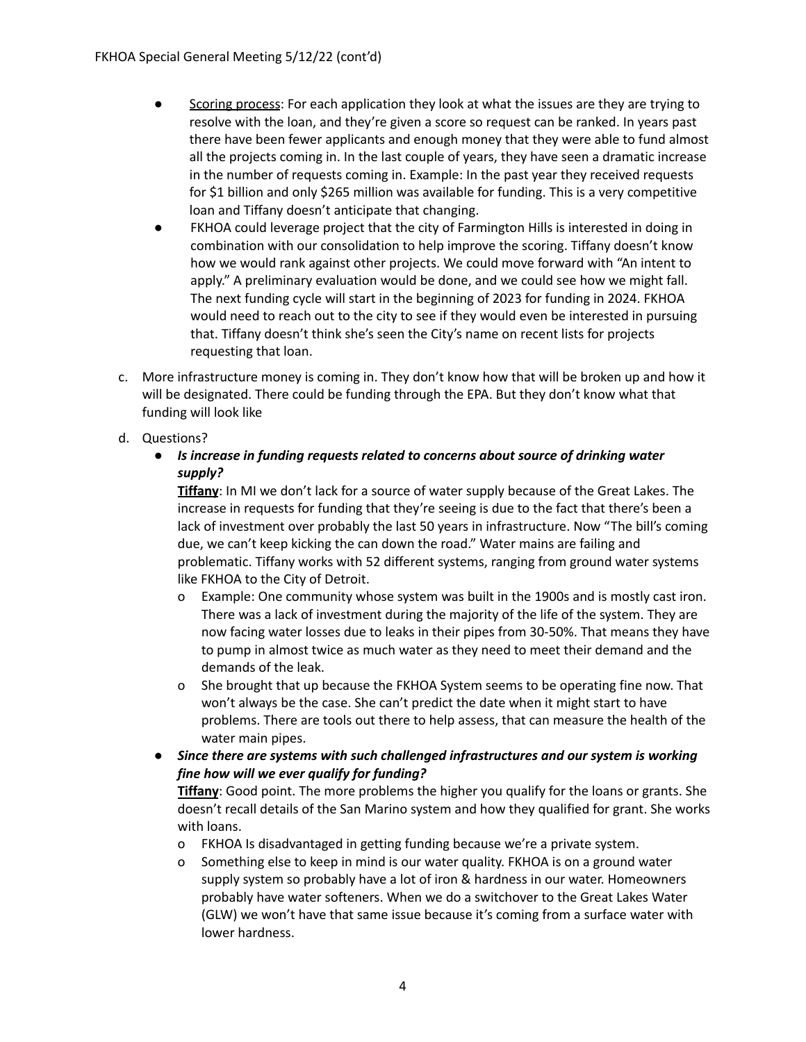- Scoring process: For each application they look at what the issues are they are trying to resolve with the loan, and they're given a score so request can be ranked. In years past there have been fewer applicants and enough money that they were able to fund almost all the projects coming in. In the last couple of years, they have seen a dramatic increase in the number of requests coming in. Example: In the past year they received requests for $1 billion and only $265 million was available for funding. This is a very competitive loan and Tiffany doesn't anticipate that changing.
- FKHOA could leverage project that the city of Farmington Hills is interested in doing in combination with our consolidation to help improve the scoring. Tiffany doesn't know how we would rank against other projects. We could move forward with "An intent to apply." A preliminary evaluation would be done, and we could see how we might fall. The next funding cycle will start in the beginning of 2023 for funding in 2024. FKHOA would need to reach out to the city to see if they would even be interested in pursuing that. Tiffany doesn't think she's seen the City's name on recent lists for projects requesting that loan.

c. More infrastructure money is coming in. They don't know how that will be broken up and how it will be designated. There could be funding through the EPA. But they don't know what that funding will look like

d. Questions?

- ***Is increase in funding requests related to concerns about source of drinking water supply?***

  **Tiffany**: In MI we don't lack for a source of water supply because of the Great Lakes. The increase in requests for funding that they're seeing is due to the fact that there's been a lack of investment over probably the last 50 years in infrastructure. Now "The bill's coming due, we can't keep kicking the can down the road." Water mains are failing and problematic. Tiffany works with 52 different systems, ranging from ground water systems like FKHOA to the City of Detroit.
  - Example: One community whose system was built in the 1900s and is mostly cast iron. There was a lack of investment during the majority of the life of the system. They are now facing water losses due to leaks in their pipes from 30-50%. That means they have to pump in almost twice as much water as they need to meet their demand and the demands of the leak.
  - She brought that up because the FKHOA System seems to be operating fine now. That won't always be the case. She can't predict the date when it might start to have problems. There are tools out there to help assess, that can measure the health of the water main pipes.

- ***Since there are systems with such challenged infrastructures and our system is working fine how will we ever qualify for funding?***

  **Tiffany**: Good point. The more problems the higher you qualify for the loans or grants. She doesn't recall details of the San Marino system and how they qualified for grant. She works with loans.
  - FKHOA Is disadvantaged in getting funding because we're a private system.
  - Something else to keep in mind is our water quality. FKHOA is on a ground water supply system so probably have a lot of iron & hardness in our water. Homeowners probably have water softeners. When we do a switchover to the Great Lakes Water (GLW) we won't have that same issue because it's coming from a surface water with lower hardness.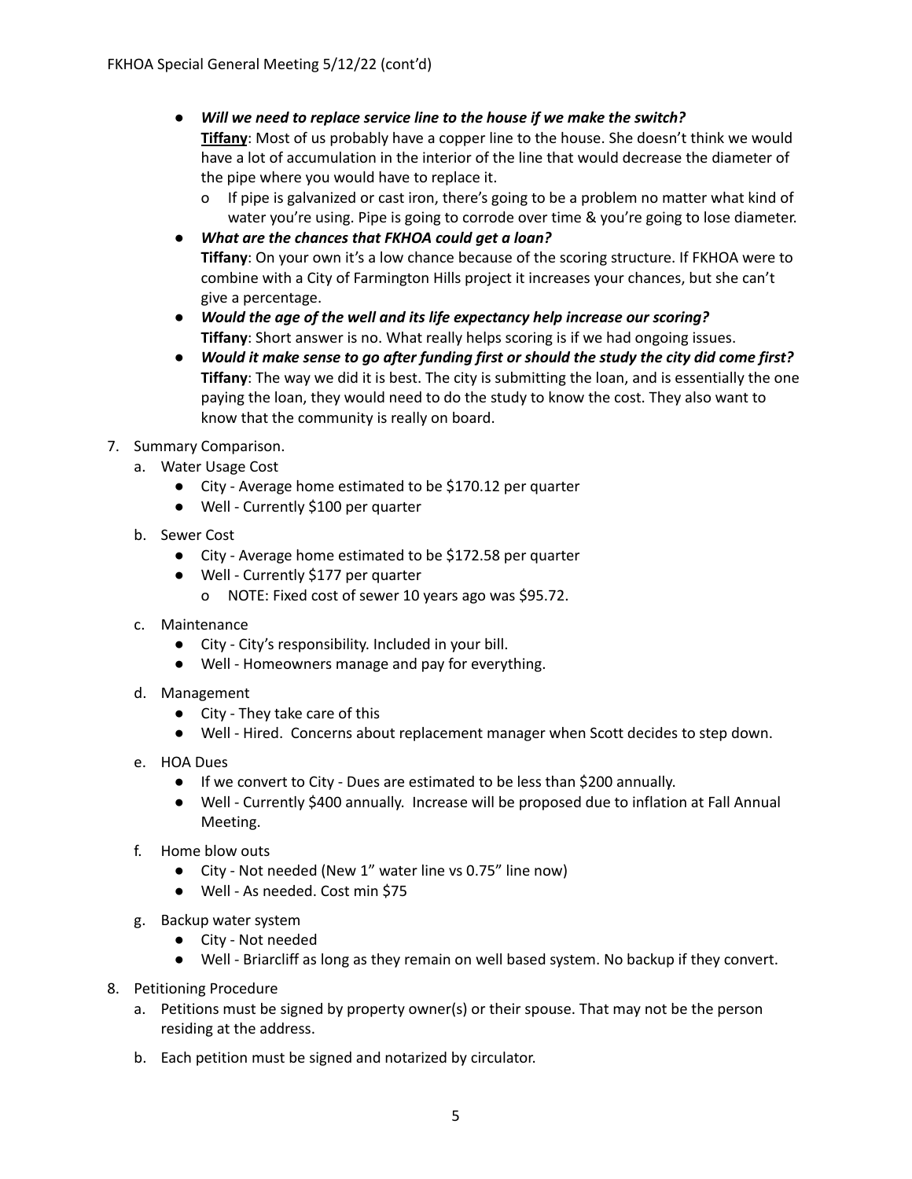- ***Will we need to replace service line to the house if we make the switch?***
  **Tiffany**: Most of us probably have a copper line to the house. She doesn't think we would have a lot of accumulation in the interior of the line that would decrease the diameter of the pipe where you would have to replace it.
  - If pipe is galvanized or cast iron, there's going to be a problem no matter what kind of water you're using. Pipe is going to corrode over time & you're going to lose diameter.
- ***What are the chances that FKHOA could get a loan?***
  **Tiffany**: On your own it's a low chance because of the scoring structure. If FKHOA were to combine with a City of Farmington Hills project it increases your chances, but she can't give a percentage.
- ***Would the age of the well and its life expectancy help increase our scoring?***
  **Tiffany**: Short answer is no. What really helps scoring is if we had ongoing issues.
- ***Would it make sense to go after funding first or should the study the city did come first?***
  **Tiffany**: The way we did it is best. The city is submitting the loan, and is essentially the one paying the loan, they would need to do the study to know the cost. They also want to know that the community is really on board.

7. Summary Comparison.
   a. Water Usage Cost
      - City - Average home estimated to be $170.12 per quarter
      - Well - Currently $100 per quarter
   b. Sewer Cost
      - City - Average home estimated to be $172.58 per quarter
      - Well - Currently $177 per quarter
        - NOTE: Fixed cost of sewer 10 years ago was $95.72.
   c. Maintenance
      - City - City's responsibility. Included in your bill.
      - Well - Homeowners manage and pay for everything.
   d. Management
      - City - They take care of this
      - Well - Hired. Concerns about replacement manager when Scott decides to step down.
   e. HOA Dues
      - If we convert to City - Dues are estimated to be less than $200 annually.
      - Well - Currently $400 annually. Increase will be proposed due to inflation at Fall Annual Meeting.
   f. Home blow outs
      - City - Not needed (New 1" water line vs 0.75" line now)
      - Well - As needed. Cost min $75
   g. Backup water system
      - City - Not needed
      - Well - Briarcliff as long as they remain on well based system. No backup if they convert.
8. Petitioning Procedure
   a. Petitions must be signed by property owner(s) or their spouse. That may not be the person residing at the address.
   b. Each petition must be signed and notarized by circulator.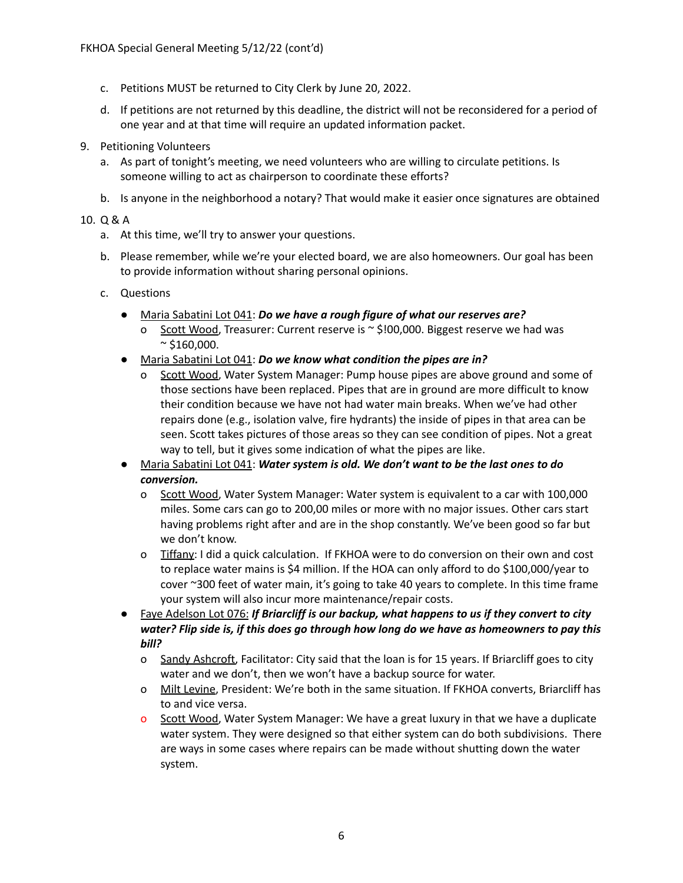FKHOA Special General Meeting 5/12/22 (cont'd)

c. Petitions MUST be returned to City Clerk by June 20, 2022.

d. If petitions are not returned by this deadline, the district will not be reconsidered for a period of one year and at that time will require an updated information packet.

9. Petitioning Volunteers

   a. As part of tonight's meeting, we need volunteers who are willing to circulate petitions. Is someone willing to act as chairperson to coordinate these efforts?

   b. Is anyone in the neighborhood a notary? That would make it easier once signatures are obtained

10. Q & A

    a. At this time, we'll try to answer your questions.

    b. Please remember, while we're your elected board, we are also homeowners. Our goal has been to provide information without sharing personal opinions.

    c. Questions

    - Maria Sabatini Lot 041: ***Do we have a rough figure of what our reserves are?***
      - Scott Wood, Treasurer: Current reserve is ~ $!00,000. Biggest reserve we had was ~ $160,000.
    - Maria Sabatini Lot 041: ***Do we know what condition the pipes are in?***
      - Scott Wood, Water System Manager: Pump house pipes are above ground and some of those sections have been replaced. Pipes that are in ground are more difficult to know their condition because we have not had water main breaks. When we've had other repairs done (e.g., isolation valve, fire hydrants) the inside of pipes in that area can be seen. Scott takes pictures of those areas so they can see condition of pipes. Not a great way to tell, but it gives some indication of what the pipes are like.
    - Maria Sabatini Lot 041: ***Water system is old. We don't want to be the last ones to do conversion.***
      - Scott Wood, Water System Manager: Water system is equivalent to a car with 100,000 miles. Some cars can go to 200,00 miles or more with no major issues. Other cars start having problems right after and are in the shop constantly. We've been good so far but we don't know.
      - Tiffany: I did a quick calculation. If FKHOA were to do conversion on their own and cost to replace water mains is $4 million. If the HOA can only afford to do $100,000/year to cover ~300 feet of water main, it's going to take 40 years to complete. In this time frame your system will also incur more maintenance/repair costs.
    - Faye Adelson Lot 076: ***If Briarcliff is our backup, what happens to us if they convert to city water? Flip side is, if this does go through how long do we have as homeowners to pay this bill?***
      - Sandy Ashcroft, Facilitator: City said that the loan is for 15 years. If Briarcliff goes to city water and we don't, then we won't have a backup source for water.
      - Milt Levine, President: We're both in the same situation. If FKHOA converts, Briarcliff has to and vice versa.
      - Scott Wood, Water System Manager: We have a great luxury in that we have a duplicate water system. They were designed so that either system can do both subdivisions. There are ways in some cases where repairs can be made without shutting down the water system.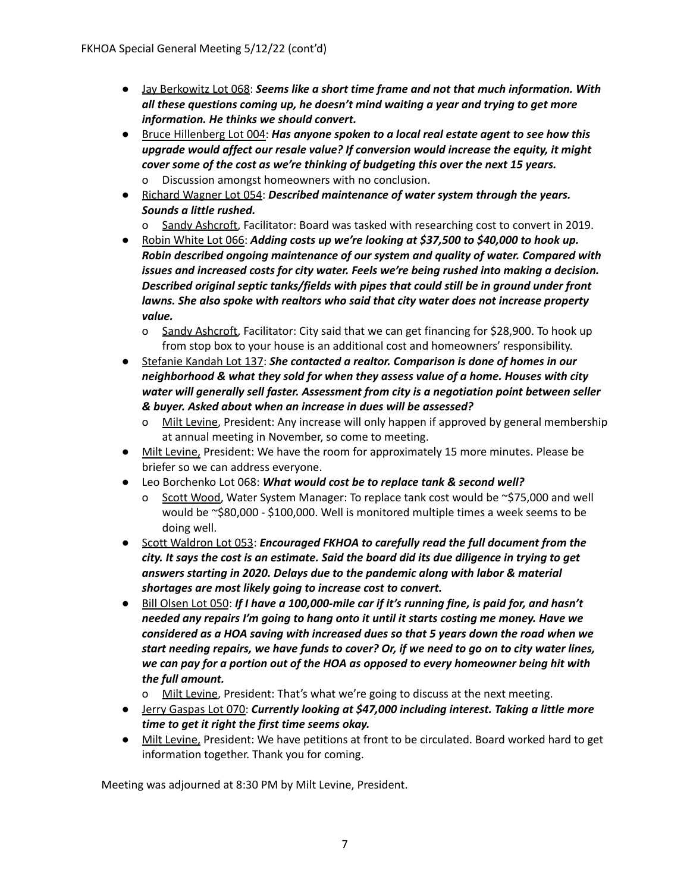- Jay Berkowitz Lot 068: ***Seems like a short time frame and not that much information. With all these questions coming up, he doesn't mind waiting a year and trying to get more information. He thinks we should convert.***
- Bruce Hillenberg Lot 004: ***Has anyone spoken to a local real estate agent to see how this upgrade would affect our resale value? If conversion would increase the equity, it might cover some of the cost as we're thinking of budgeting this over the next 15 years.***
  - Discussion amongst homeowners with no conclusion.
- Richard Wagner Lot 054: ***Described maintenance of water system through the years. Sounds a little rushed.***
  - Sandy Ashcroft, Facilitator: Board was tasked with researching cost to convert in 2019.
- Robin White Lot 066: ***Adding costs up we're looking at $37,500 to $40,000 to hook up. Robin described ongoing maintenance of our system and quality of water. Compared with issues and increased costs for city water. Feels we're being rushed into making a decision. Described original septic tanks/fields with pipes that could still be in ground under front lawns. She also spoke with realtors who said that city water does not increase property value.***
  - Sandy Ashcroft, Facilitator: City said that we can get financing for $28,900. To hook up from stop box to your house is an additional cost and homeowners' responsibility.
- Stefanie Kandah Lot 137: ***She contacted a realtor. Comparison is done of homes in our neighborhood & what they sold for when they assess value of a home. Houses with city water will generally sell faster. Assessment from city is a negotiation point between seller & buyer. Asked about when an increase in dues will be assessed?***
  - Milt Levine, President: Any increase will only happen if approved by general membership at annual meeting in November, so come to meeting.
- Milt Levine, President: We have the room for approximately 15 more minutes. Please be briefer so we can address everyone.
- Leo Borchenko Lot 068: ***What would cost be to replace tank & second well?***
  - Scott Wood, Water System Manager: To replace tank cost would be ~$75,000 and well would be ~$80,000 - $100,000. Well is monitored multiple times a week seems to be doing well.
- Scott Waldron Lot 053: ***Encouraged FKHOA to carefully read the full document from the city. It says the cost is an estimate. Said the board did its due diligence in trying to get answers starting in 2020. Delays due to the pandemic along with labor & material shortages are most likely going to increase cost to convert.***
- Bill Olsen Lot 050: ***If I have a 100,000-mile car if it's running fine, is paid for, and hasn't needed any repairs I'm going to hang onto it until it starts costing me money. Have we considered as a HOA saving with increased dues so that 5 years down the road when we start needing repairs, we have funds to cover? Or, if we need to go on to city water lines, we can pay for a portion out of the HOA as opposed to every homeowner being hit with the full amount.***
  - Milt Levine, President: That's what we're going to discuss at the next meeting.
- Jerry Gaspas Lot 070: ***Currently looking at $47,000 including interest. Taking a little more time to get it right the first time seems okay.***
- Milt Levine, President: We have petitions at front to be circulated. Board worked hard to get information together. Thank you for coming.

Meeting was adjourned at 8:30 PM by Milt Levine, President.